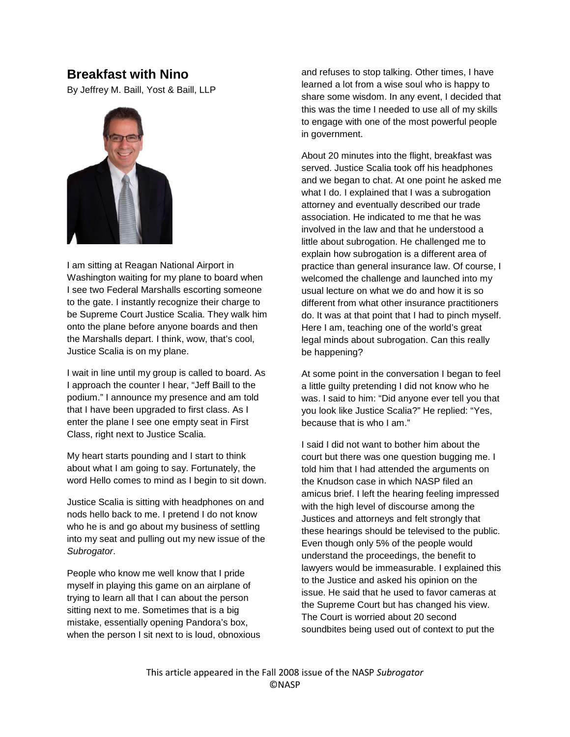## Breakfast with Nino

By Jeffrey M. Baill, Yost & Baill, LLP

I am sitting at Reagan National Airport in Washington waiting for my plane to board when I see two Federal Marshalls escorting someone to the gate. I instantly recognize their charge to be Supreme Court Justice Scalia. They walk him onto the plane before anyone boards and then the Marshalls depart. I think, wow, that's cool, Justice Scalia is on my plane.

I wait in line until my group is called to board. As I approach the counter I hear, "Jeff Baill to the podium." I announce my presence and am told that I have been upgraded to first class. As I enter the plane I see one empty seat in First Class, right next to Justice Scalia.

My heart starts pounding and I start to think about what I am going to say. Fortunately, the word Hello comes to mind as I begin to sit down.

Justice Scalia is sitting with headphones on and nods hello back to me. I pretend I do not know who he is and go about my business of settling into my seat and pulling out my new issue of the *Subrogator*.

People who know me well know that I pride myself in playing this game on an airplane of trying to learn all that I can about the person sitting next to me. Sometimes that is a big mistake, essentially opening Pandora's box, when the person I sit next to is loud, obnoxious and refuses to stop talking. Other times, I have learned a lot from a wise soul who is happy to share some wisdom. In any event, I decided that this was the time I needed to use all of my skills to engage with one of the most powerful people in government.

About 20 minutes into the flight, breakfast was served. Justice Scalia took off his headphones and we began to chat. At one point he asked me what I do. I explained that I was a subrogation attorney and eventually described our trade association. He indicated to me that he was involved in the law and that he understood a little about subrogation. He challenged me to explain how subrogation is a different area of practice than general insurance law. Of course, I welcomed the challenge and launched into my usual lecture on what we do and how it is so different from what other insurance practitioners do. It was at that point that I had to pinch myself. Here I am, teaching one of the world's great legal minds about subrogation. Can this really be happening?

At some point in the conversation I began to feel a little guilty pretending I did not know who he was. I said to him: "Did anyone ever tell you that you look like Justice Scalia?" He replied: "Yes, because that is who I am."

I said I did not want to bother him about the court but there was one question bugging me. I told him that I had attended the arguments on the Knudson case in which NASP filed an amicus brief. I left the hearing feeling impressed with the high level of discourse among the Justices and attorneys and felt strongly that these hearings should be televised to the public. Even though only 5% of the people would understand the proceedings, the benefit to lawyers would be immeasurable. I explained this to the Justice and asked his opinion on the issue. He said that he used to favor cameras at the Supreme Court but has changed his view. The Court is worried about 20 second soundbites being used out of context to put the

This article appeared in the Fall 2008 issue of the NASP *Subrogator*
©NASP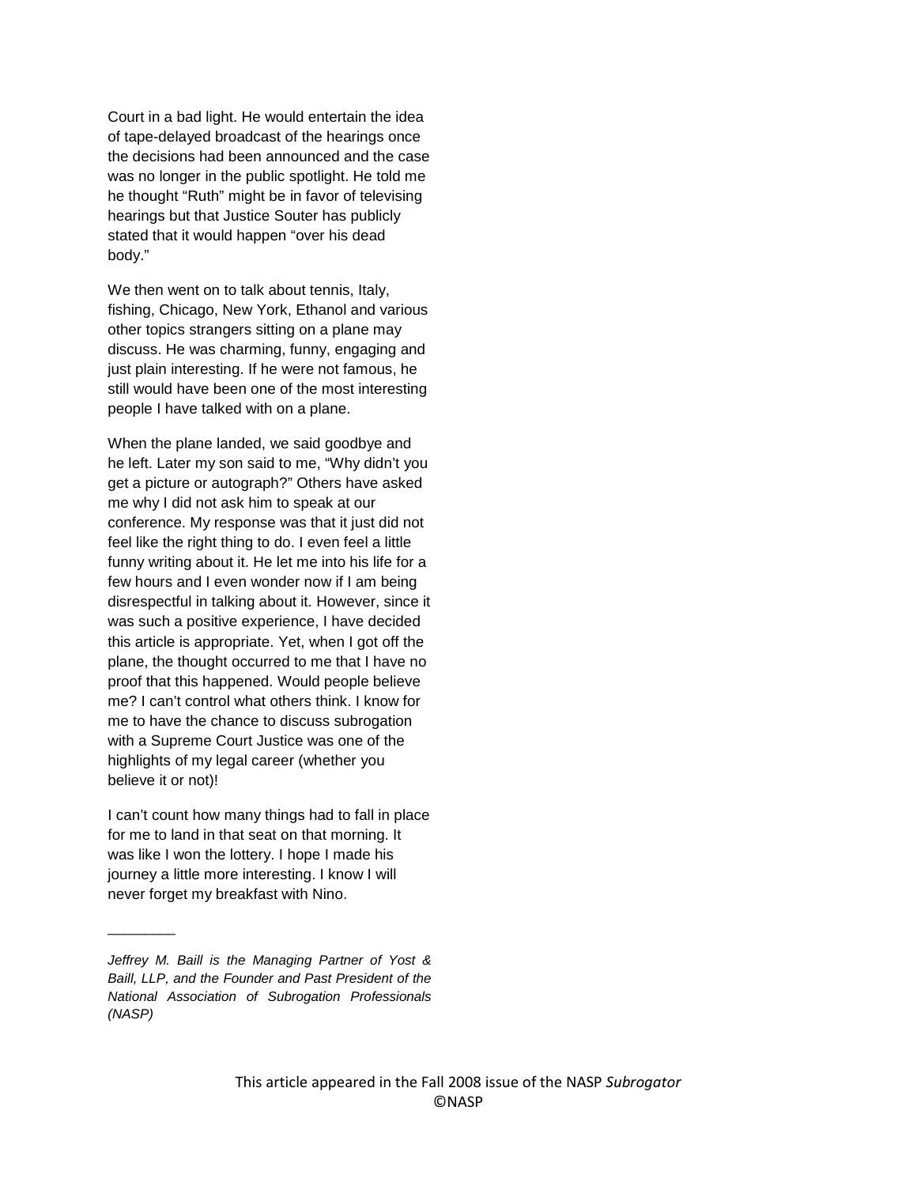Court in a bad light. He would entertain the idea of tape-delayed broadcast of the hearings once the decisions had been announced and the case was no longer in the public spotlight. He told me he thought "Ruth" might be in favor of televising hearings but that Justice Souter has publicly stated that it would happen "over his dead body."

We then went on to talk about tennis, Italy, fishing, Chicago, New York, Ethanol and various other topics strangers sitting on a plane may discuss. He was charming, funny, engaging and just plain interesting. If he were not famous, he still would have been one of the most interesting people I have talked with on a plane.

When the plane landed, we said goodbye and he left. Later my son said to me, "Why didn't you get a picture or autograph?" Others have asked me why I did not ask him to speak at our conference. My response was that it just did not feel like the right thing to do. I even feel a little funny writing about it. He let me into his life for a few hours and I even wonder now if I am being disrespectful in talking about it. However, since it was such a positive experience, I have decided this article is appropriate. Yet, when I got off the plane, the thought occurred to me that I have no proof that this happened. Would people believe me? I can't control what others think. I know for me to have the chance to discuss subrogation with a Supreme Court Justice was one of the highlights of my legal career (whether you believe it or not)!

I can't count how many things had to fall in place for me to land in that seat on that morning. It was like I won the lottery. I hope I made his journey a little more interesting. I know I will never forget my breakfast with Nino.

________

*Jeffrey M. Baill is the Managing Partner of Yost & Baill, LLP, and the Founder and Past President of the National Association of Subrogation Professionals (NASP)*

This article appeared in the Fall 2008 issue of the NASP *Subrogator*
©NASP